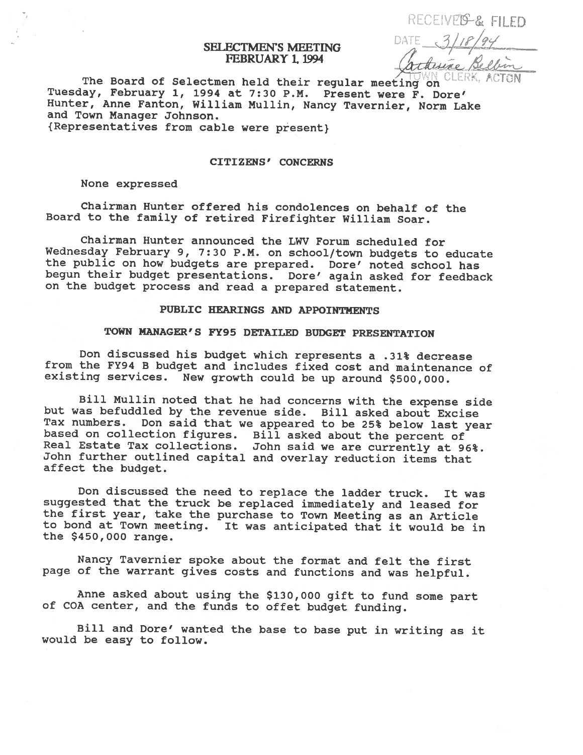RECEIVED & FILED
DATE 3/18/94
Catherine Belbin
TOWN CLERK, ACTON

# SELECTMEN'S MEETING
## FEBRUARY 1, 1994

The Board of Selectmen held their regular meeting on Tuesday, February 1, 1994 at 7:30 P.M. Present were F. Dore' Hunter, Anne Fanton, William Mullin, Nancy Tavernier, Norm Lake and Town Manager Johnson.
{Representatives from cable were present}

### CITIZENS' CONCERNS

None expressed

Chairman Hunter offered his condolences on behalf of the Board to the family of retired Firefighter William Soar.

Chairman Hunter announced the LWV Forum scheduled for Wednesday February 9, 7:30 P.M. on school/town budgets to educate the public on how budgets are prepared. Dore' noted school has begun their budget presentations. Dore' again asked for feedback on the budget process and read a prepared statement.

### PUBLIC HEARINGS AND APPOINTMENTS

### TOWN MANAGER'S FY95 DETAILED BUDGET PRESENTATION

Don discussed his budget which represents a .31% decrease from the FY94 B budget and includes fixed cost and maintenance of existing services. New growth could be up around $500,000.

Bill Mullin noted that he had concerns with the expense side but was befuddled by the revenue side. Bill asked about Excise Tax numbers. Don said that we appeared to be 25% below last year based on collection figures. Bill asked about the percent of Real Estate Tax collections. John said we are currently at 96%. John further outlined capital and overlay reduction items that affect the budget.

Don discussed the need to replace the ladder truck. It was suggested that the truck be replaced immediately and leased for the first year, take the purchase to Town Meeting as an Article to bond at Town meeting. It was anticipated that it would be in the $450,000 range.

Nancy Tavernier spoke about the format and felt the first page of the warrant gives costs and functions and was helpful.

Anne asked about using the $130,000 gift to fund some part of COA center, and the funds to offet budget funding.

Bill and Dore' wanted the base to base put in writing as it would be easy to follow.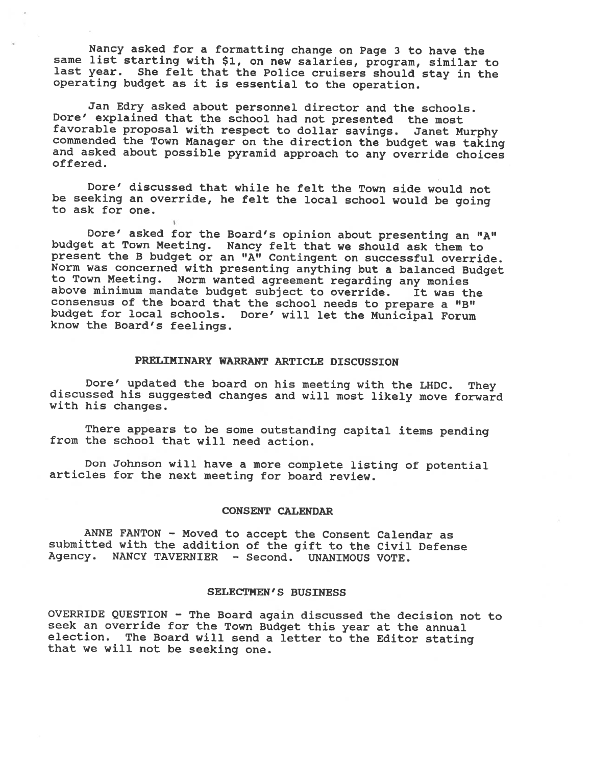Nancy asked for a formatting change on Page 3 to have the same list starting with $1, on new salaries, program, similar to last year. She felt that the Police cruisers should stay in the operating budget as it is essential to the operation.

Jan Edry asked about personnel director and the schools. Dore' explained that the school had not presented the most favorable proposal with respect to dollar savings. Janet Murphy commended the Town Manager on the direction the budget was taking and asked about possible pyramid approach to any override choices offered.

Dore' discussed that while he felt the Town side would not be seeking an override, he felt the local school would be going to ask for one.

Dore' asked for the Board's opinion about presenting an "A" budget at Town Meeting. Nancy felt that we should ask them to present the B budget or an "A" Contingent on successful override. Norm was concerned with presenting anything but a balanced Budget to Town Meeting. Norm wanted agreement regarding any monies above minimum mandate budget subject to override. It was the consensus of the board that the school needs to prepare a "B" budget for local schools. Dore' will let the Municipal Forum know the Board's feelings.

## PRELIMINARY WARRANT ARTICLE DISCUSSION

Dore' updated the board on his meeting with the LHDC. They discussed his suggested changes and will most likely move forward with his changes.

There appears to be some outstanding capital items pending from the school that will need action.

Don Johnson will have a more complete listing of potential articles for the next meeting for board review.

## CONSENT CALENDAR

ANNE FANTON - Moved to accept the Consent Calendar as submitted with the addition of the gift to the Civil Defense Agency. NANCY TAVERNIER - Second. UNANIMOUS VOTE.

## SELECTMEN'S BUSINESS

OVERRIDE QUESTION - The Board again discussed the decision not to seek an override for the Town Budget this year at the annual election. The Board will send a letter to the Editor stating that we will not be seeking one.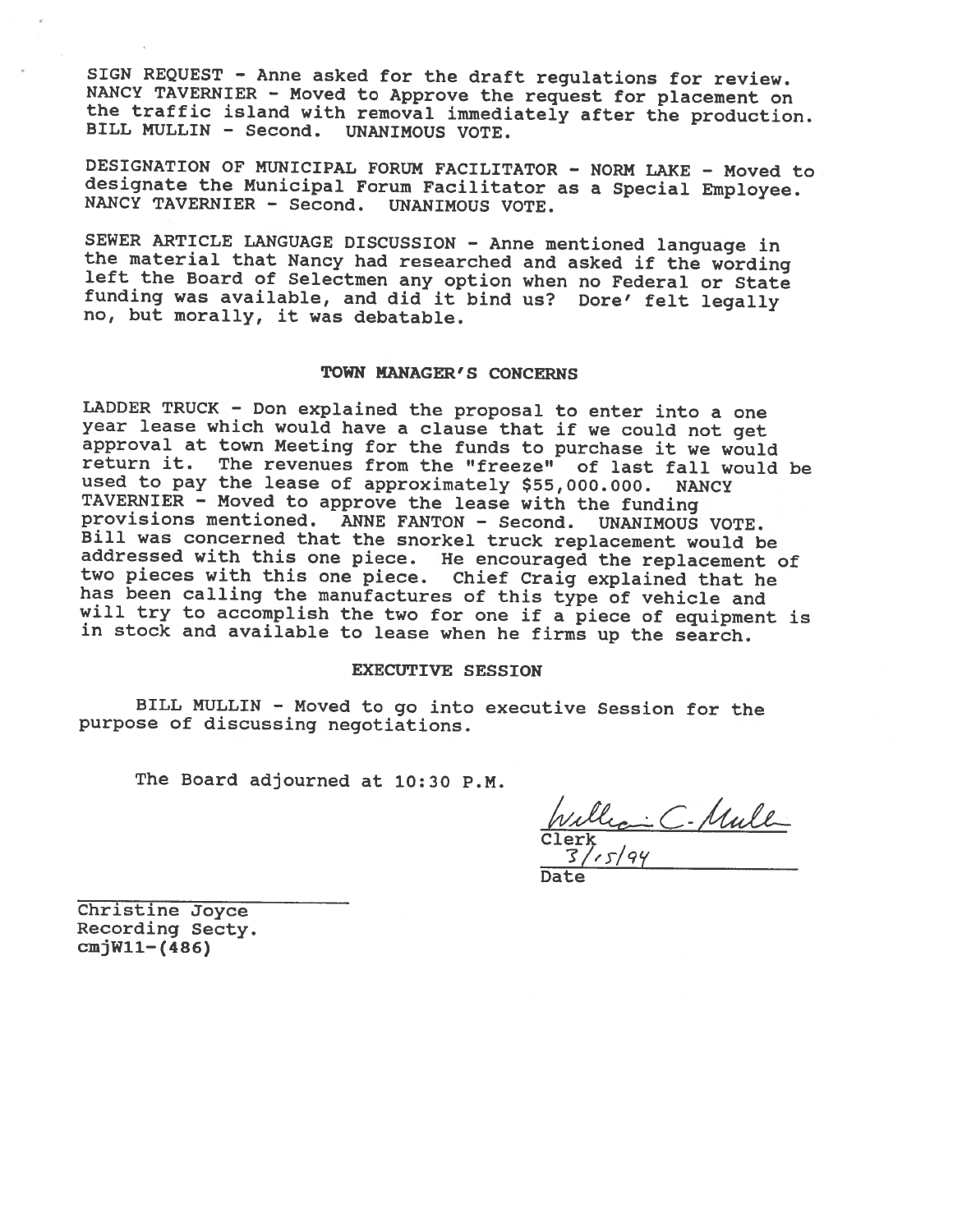SIGN REQUEST - Anne asked for the draft regulations for review. NANCY TAVERNIER - Moved to Approve the request for placement on the traffic island with removal immediately after the production. BILL MULLIN - Second. UNANIMOUS VOTE.

DESIGNATION OF MUNICIPAL FORUM FACILITATOR - NORM LAKE - Moved to designate the Municipal Forum Facilitator as a Special Employee. NANCY TAVERNIER - Second. UNANIMOUS VOTE.

SEWER ARTICLE LANGUAGE DISCUSSION - Anne mentioned language in the material that Nancy had researched and asked if the wording left the Board of Selectmen any option when no Federal or State funding was available, and did it bind us? Dore' felt legally no, but morally, it was debatable.

## TOWN MANAGER'S CONCERNS

LADDER TRUCK - Don explained the proposal to enter into a one year lease which would have a clause that if we could not get approval at town Meeting for the funds to purchase it we would return it. The revenues from the "freeze" of last fall would be used to pay the lease of approximately $55,000.000. NANCY TAVERNIER - Moved to approve the lease with the funding provisions mentioned. ANNE FANTON - Second. UNANIMOUS VOTE. Bill was concerned that the snorkel truck replacement would be addressed with this one piece. He encouraged the replacement of two pieces with this one piece. Chief Craig explained that he has been calling the manufactures of this type of vehicle and will try to accomplish the two for one if a piece of equipment is in stock and available to lease when he firms up the search.

## EXECUTIVE SESSION

BILL MULLIN - Moved to go into executive Session for the purpose of discussing negotiations.

The Board adjourned at 10:30 P.M.

William C. Mullin
Clerk
3/15/94
Date

Christine Joyce
Recording Secty.
cmjW11-(486)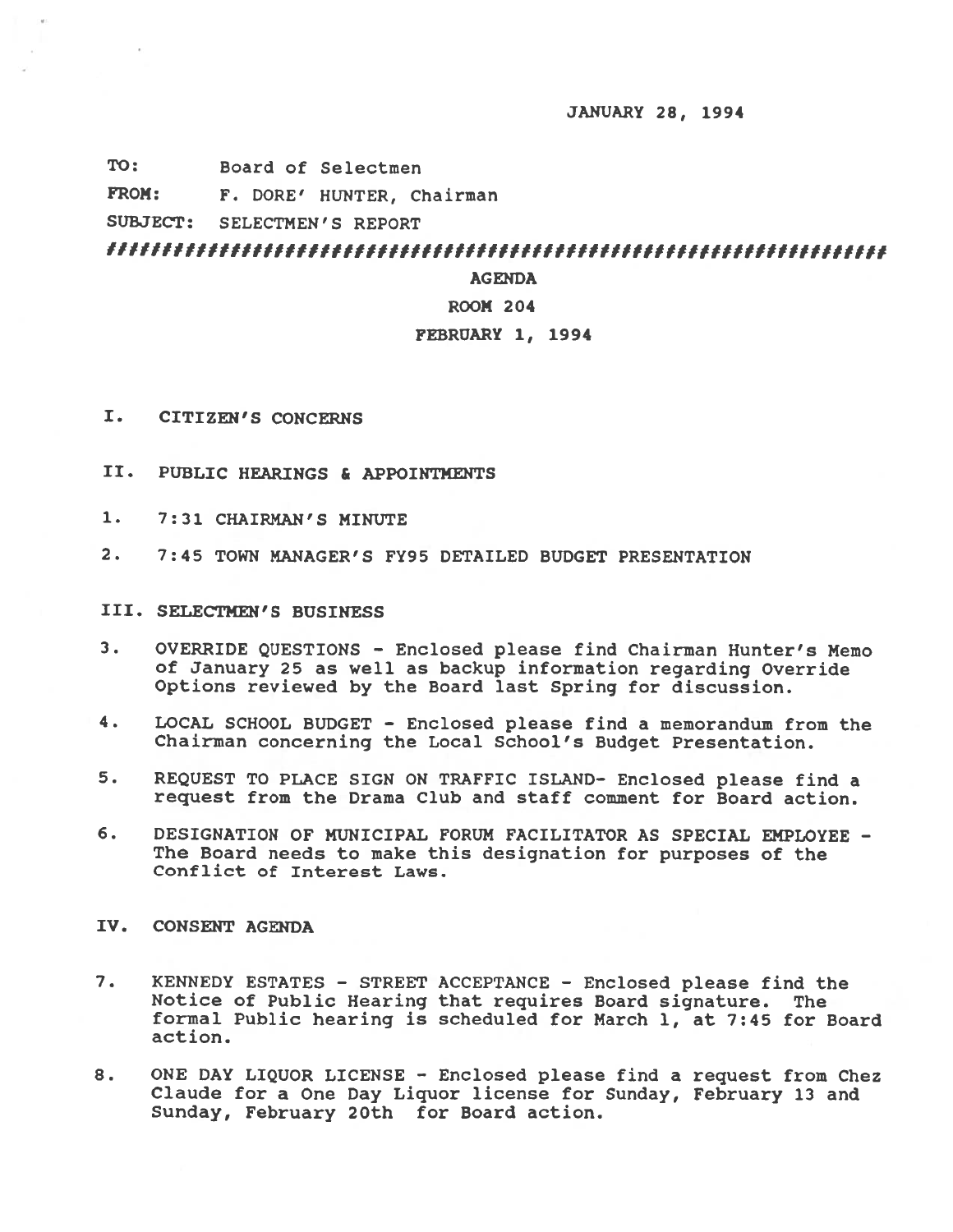JANUARY 28, 1994

TO: Board of Selectmen

FROM: F. DORE' HUNTER, Chairman

SUBJECT: SELECTMEN'S REPORT

################################################################

## AGENDA

## ROOM 204

## FEBRUARY 1, 1994

## I. CITIZEN'S CONCERNS

## II. PUBLIC HEARINGS & APPOINTMENTS

1. 7:31 CHAIRMAN'S MINUTE

2. 7:45 TOWN MANAGER'S FY95 DETAILED BUDGET PRESENTATION

## III. SELECTMEN'S BUSINESS

3. OVERRIDE QUESTIONS - Enclosed please find Chairman Hunter's Memo of January 25 as well as backup information regarding Override Options reviewed by the Board last Spring for discussion.

4. LOCAL SCHOOL BUDGET - Enclosed please find a memorandum from the Chairman concerning the Local School's Budget Presentation.

5. REQUEST TO PLACE SIGN ON TRAFFIC ISLAND- Enclosed please find a request from the Drama Club and staff comment for Board action.

6. DESIGNATION OF MUNICIPAL FORUM FACILITATOR AS SPECIAL EMPLOYEE - The Board needs to make this designation for purposes of the Conflict of Interest Laws.

## IV. CONSENT AGENDA

7. KENNEDY ESTATES - STREET ACCEPTANCE - Enclosed please find the Notice of Public Hearing that requires Board signature. The formal Public hearing is scheduled for March 1, at 7:45 for Board action.

8. ONE DAY LIQUOR LICENSE - Enclosed please find a request from Chez Claude for a One Day Liquor license for Sunday, February 13 and Sunday, February 20th for Board action.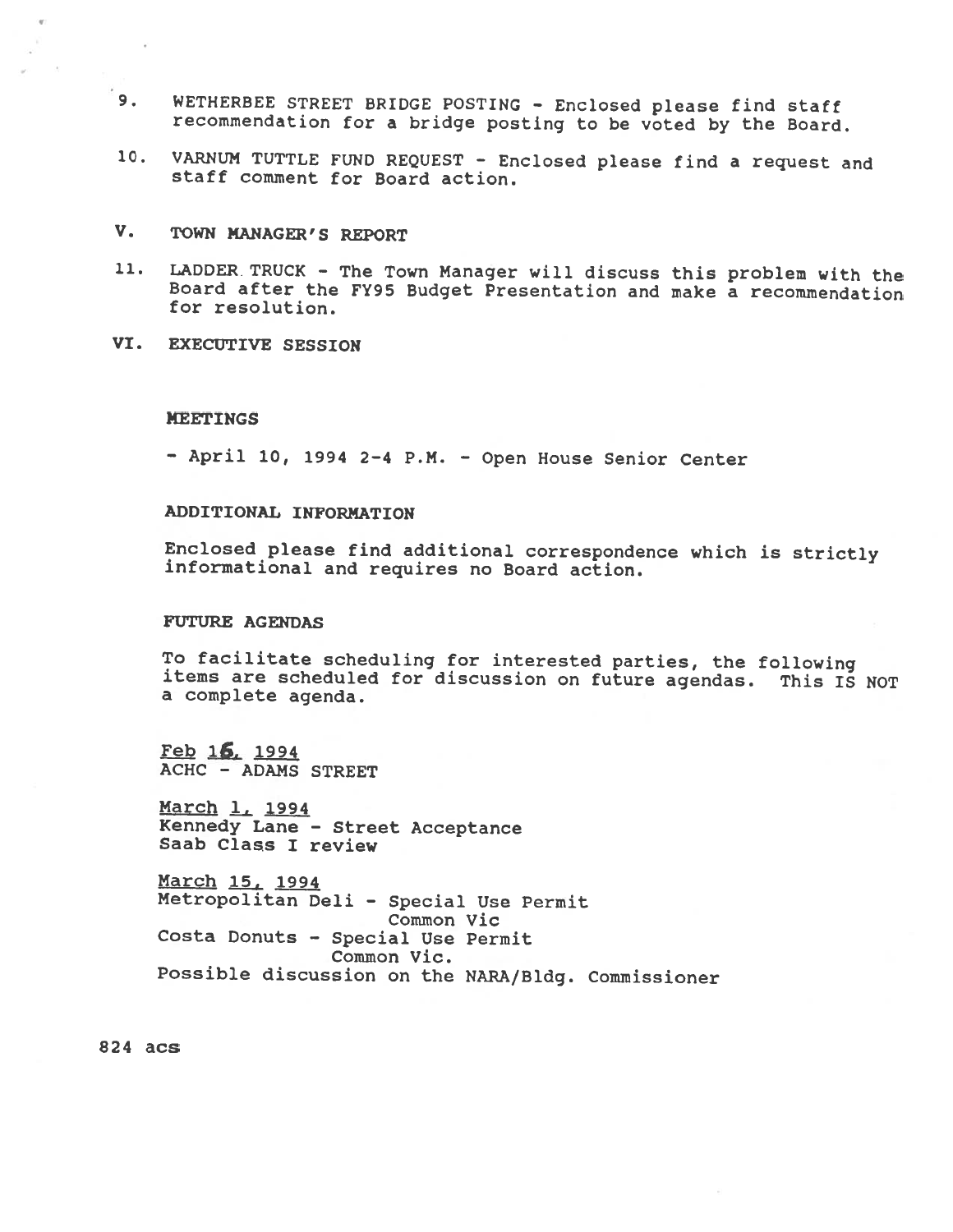9. WETHERBEE STREET BRIDGE POSTING - Enclosed please find staff recommendation for a bridge posting to be voted by the Board.

10. VARNUM TUTTLE FUND REQUEST - Enclosed please find a request and staff comment for Board action.

## V. TOWN MANAGER'S REPORT

11. LADDER TRUCK - The Town Manager will discuss this problem with the Board after the FY95 Budget Presentation and make a recommendation for resolution.

## VI. EXECUTIVE SESSION

**MEETINGS**

- April 10, 1994 2-4 P.M. - Open House Senior Center

**ADDITIONAL INFORMATION**

Enclosed please find additional correspondence which is strictly informational and requires no Board action.

**FUTURE AGENDAS**

To facilitate scheduling for interested parties, the following items are scheduled for discussion on future agendas. This IS NOT a complete agenda.

<u>Feb 16, 1994</u>
ACHC - ADAMS STREET

<u>March 1, 1994</u>
Kennedy Lane - Street Acceptance
Saab Class I review

<u>March 15, 1994</u>
Metropolitan Deli - Special Use Permit
Common Vic
Costa Donuts - Special Use Permit
Common Vic.
Possible discussion on the NARA/Bldg. Commissioner

824 acs